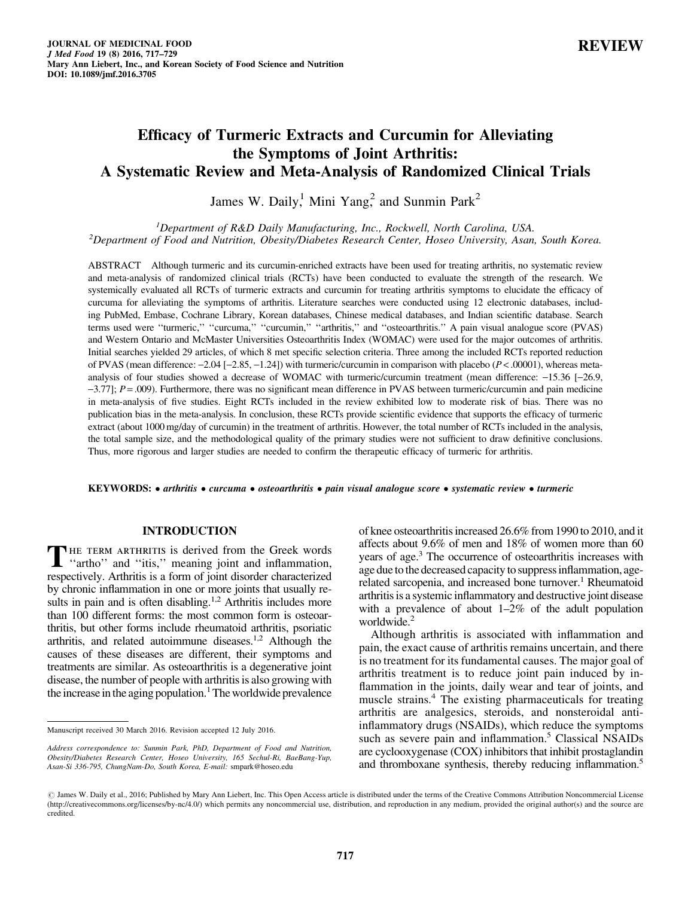REVIEW

# Efficacy of Turmeric Extracts and Curcumin for Alleviating the Symptoms of Joint Arthritis: A Systematic Review and Meta-Analysis of Randomized Clinical Trials

James W. Daily,[1] Mini Yang,[2] and Sunmin Park[2]

[1]Department of R&D Daily Manufacturing, Inc., Rockwell, North Carolina, USA.
[2]Department of Food and Nutrition, Obesity/Diabetes Research Center, Hoseo University, Asan, South Korea.

ABSTRACT Although turmeric and its curcumin-enriched extracts have been used for treating arthritis, no systematic review and meta-analysis of randomized clinical trials (RCTs) have been conducted to evaluate the strength of the research. We systemically evaluated all RCTs of turmeric extracts and curcumin for treating arthritis symptoms to elucidate the efficacy of curcuma for alleviating the symptoms of arthritis. Literature searches were conducted using 12 electronic databases, including PubMed, Embase, Cochrane Library, Korean databases, Chinese medical databases, and Indian scientific database. Search terms used were ''turmeric,'' ''curcuma,'' ''curcumin,'' ''arthritis,'' and ''osteoarthritis.'' A pain visual analogue score (PVAS) and Western Ontario and McMaster Universities Osteoarthritis Index (WOMAC) were used for the major outcomes of arthritis. Initial searches yielded 29 articles, of which 8 met specific selection criteria. Three among the included RCTs reported reduction of PVAS (mean difference: −2.04 [−2.85, −1.24]) with turmeric/curcumin in comparison with placebo ($P < .00001$), whereas meta-analysis of four studies showed a decrease of WOMAC with turmeric/curcumin treatment (mean difference: −15.36 [−26.9, −3.77]; $P = .009$). Furthermore, there was no significant mean difference in PVAS between turmeric/curcumin and pain medicine in meta-analysis of five studies. Eight RCTs included in the review exhibited low to moderate risk of bias. There was no publication bias in the meta-analysis. In conclusion, these RCTs provide scientific evidence that supports the efficacy of turmeric extract (about 1000 mg/day of curcumin) in the treatment of arthritis. However, the total number of RCTs included in the analysis, the total sample size, and the methodological quality of the primary studies were not sufficient to draw definitive conclusions. Thus, more rigorous and larger studies are needed to confirm the therapeutic efficacy of turmeric for arthritis.

**KEYWORDS:** • *arthritis* • *curcuma* • *osteoarthritis* • *pain visual analogue score* • *systematic review* • *turmeric*

## INTRODUCTION

The term arthritis is derived from the Greek words ''artho'' and ''itis,'' meaning joint and inflammation, respectively. Arthritis is a form of joint disorder characterized by chronic inflammation in one or more joints that usually results in pain and is often disabling.[1,2] Arthritis includes more than 100 different forms: the most common form is osteoarthritis, but other forms include rheumatoid arthritis, psoriatic arthritis, and related autoimmune diseases.[1,2] Although the causes of these diseases are different, their symptoms and treatments are similar. As osteoarthritis is a degenerative joint disease, the number of people with arthritis is also growing with the increase in the aging population.[1] The worldwide prevalence of knee osteoarthritis increased 26.6% from 1990 to 2010, and it affects about 9.6% of men and 18% of women more than 60 years of age.[3] The occurrence of osteoarthritis increases with age due to the decreased capacity to suppress inflammation, age-related sarcopenia, and increased bone turnover.[1] Rheumatoid arthritis is a systemic inflammatory and destructive joint disease with a prevalence of about 1–2% of the adult population worldwide.[2]

Although arthritis is associated with inflammation and pain, the exact cause of arthritis remains uncertain, and there is no treatment for its fundamental causes. The major goal of arthritis treatment is to reduce joint pain induced by inflammation in the joints, daily wear and tear of joints, and muscle strains.[4] The existing pharmaceuticals for treating arthritis are analgesics, steroids, and nonsteroidal anti-inflammatory drugs (NSAIDs), which reduce the symptoms such as severe pain and inflammation.[5] Classical NSAIDs are cyclooxygenase (COX) inhibitors that inhibit prostaglandin and thromboxane synthesis, thereby reducing inflammation.[5]

Manuscript received 30 March 2016. Revision accepted 12 July 2016.

*Address correspondence to: Sunmin Park, PhD, Department of Food and Nutrition, Obesity/Diabetes Research Center, Hoseo University, 165 Sechul-Ri, BaeBang-Yup, Asan-Si 336-795, ChungNam-Do, South Korea, E-mail:* smpark@hoseo.edu

© James W. Daily et al., 2016; Published by Mary Ann Liebert, Inc. This Open Access article is distributed under the terms of the Creative Commons Attribution Noncommercial License (http://creativecommons.org/licenses/by-nc/4.0/) which permits any noncommercial use, distribution, and reproduction in any medium, provided the original author(s) and the source are credited.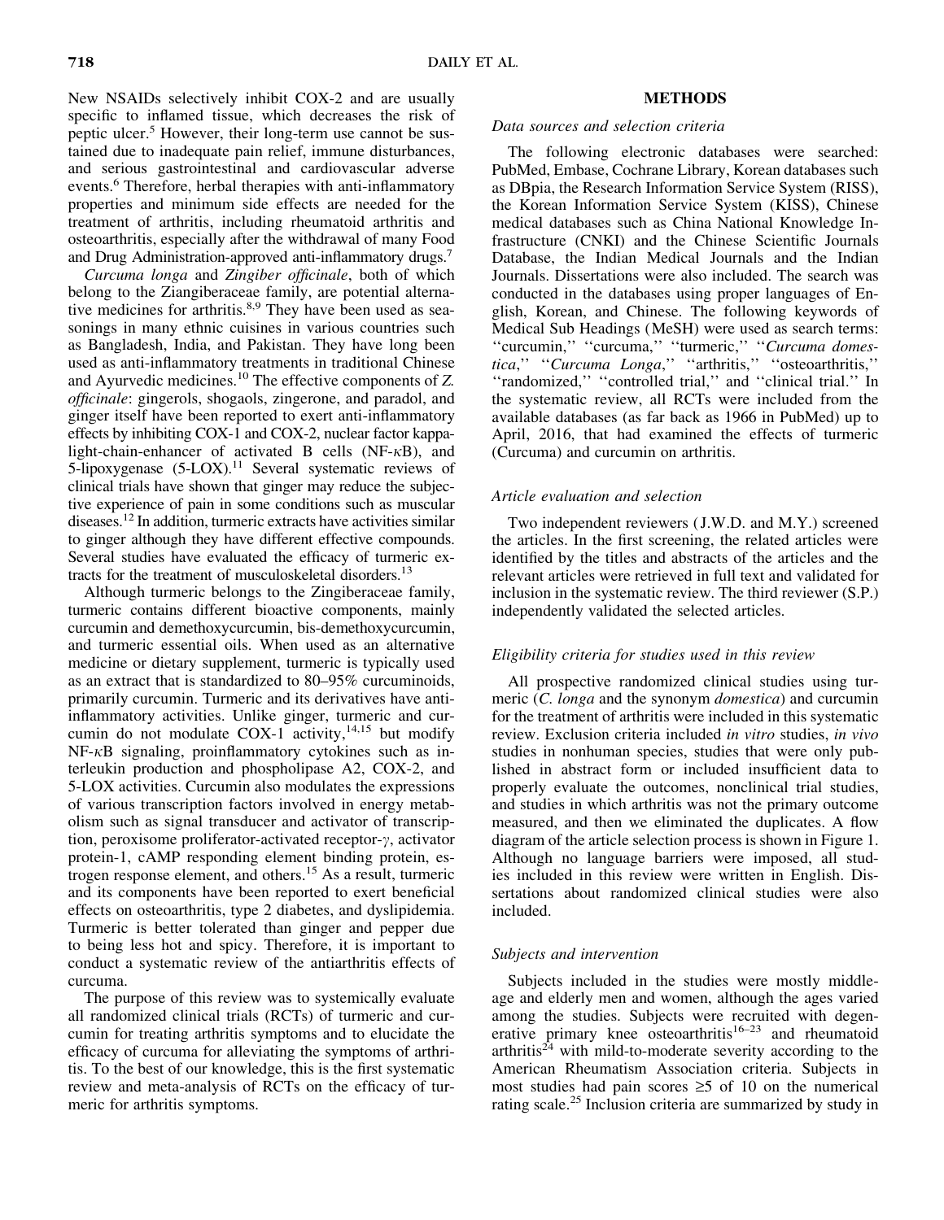New NSAIDs selectively inhibit COX-2 and are usually specific to inflamed tissue, which decreases the risk of peptic ulcer.[5] However, their long-term use cannot be sustained due to inadequate pain relief, immune disturbances, and serious gastrointestinal and cardiovascular adverse events.[6] Therefore, herbal therapies with anti-inflammatory properties and minimum side effects are needed for the treatment of arthritis, including rheumatoid arthritis and osteoarthritis, especially after the withdrawal of many Food and Drug Administration-approved anti-inflammatory drugs.[7]

*Curcuma longa* and *Zingiber officinale*, both of which belong to the Ziangiberaceae family, are potential alternative medicines for arthritis.[8,9] They have been used as seasonings in many ethnic cuisines in various countries such as Bangladesh, India, and Pakistan. They have long been used as anti-inflammatory treatments in traditional Chinese and Ayurvedic medicines.[10] The effective components of *Z. officinale*: gingerols, shogaols, zingerone, and paradol, and ginger itself have been reported to exert anti-inflammatory effects by inhibiting COX-1 and COX-2, nuclear factor kappa-light-chain-enhancer of activated B cells (NF-$\kappa$B), and 5-lipoxygenase (5-LOX).[11] Several systematic reviews of clinical trials have shown that ginger may reduce the subjective experience of pain in some conditions such as muscular diseases.[12] In addition, turmeric extracts have activities similar to ginger although they have different effective compounds. Several studies have evaluated the efficacy of turmeric extracts for the treatment of musculoskeletal disorders.[13]

Although turmeric belongs to the Zingiberaceae family, turmeric contains different bioactive components, mainly curcumin and demethoxycurcumin, bis-demethoxycurcumin, and turmeric essential oils. When used as an alternative medicine or dietary supplement, turmeric is typically used as an extract that is standardized to 80–95% curcuminoids, primarily curcumin. Turmeric and its derivatives have anti-inflammatory activities. Unlike ginger, turmeric and curcumin do not modulate COX-1 activity,[14,15] but modify NF-$\kappa$B signaling, proinflammatory cytokines such as interleukin production and phospholipase A2, COX-2, and 5-LOX activities. Curcumin also modulates the expressions of various transcription factors involved in energy metabolism such as signal transducer and activator of transcription, peroxisome proliferator-activated receptor-$\gamma$, activator protein-1, cAMP responding element binding protein, estrogen response element, and others.[15] As a result, turmeric and its components have been reported to exert beneficial effects on osteoarthritis, type 2 diabetes, and dyslipidemia. Turmeric is better tolerated than ginger and pepper due to being less hot and spicy. Therefore, it is important to conduct a systematic review of the antiarthritis effects of curcuma.

The purpose of this review was to systemically evaluate all randomized clinical trials (RCTs) of turmeric and curcumin for treating arthritis symptoms and to elucidate the efficacy of curcuma for alleviating the symptoms of arthritis. To the best of our knowledge, this is the first systematic review and meta-analysis of RCTs on the efficacy of turmeric for arthritis symptoms.

## METHODS

### *Data sources and selection criteria*

The following electronic databases were searched: PubMed, Embase, Cochrane Library, Korean databases such as DBpia, the Research Information Service System (RISS), the Korean Information Service System (KISS), Chinese medical databases such as China National Knowledge Infrastructure (CNKI) and the Chinese Scientific Journals Database, the Indian Medical Journals and the Indian Journals. Dissertations were also included. The search was conducted in the databases using proper languages of English, Korean, and Chinese. The following keywords of Medical Sub Headings (MeSH) were used as search terms: ''curcumin,'' ''curcuma,'' ''turmeric,'' ''*Curcuma domestica*,'' ''*Curcuma Longa*,'' ''arthritis,'' ''osteoarthritis,'' ''randomized,'' ''controlled trial,'' and ''clinical trial.'' In the systematic review, all RCTs were included from the available databases (as far back as 1966 in PubMed) up to April, 2016, that had examined the effects of turmeric (Curcuma) and curcumin on arthritis.

### *Article evaluation and selection*

Two independent reviewers (J.W.D. and M.Y.) screened the articles. In the first screening, the related articles were identified by the titles and abstracts of the articles and the relevant articles were retrieved in full text and validated for inclusion in the systematic review. The third reviewer (S.P.) independently validated the selected articles.

### *Eligibility criteria for studies used in this review*

All prospective randomized clinical studies using turmeric (*C. longa* and the synonym *domestica*) and curcumin for the treatment of arthritis were included in this systematic review. Exclusion criteria included *in vitro* studies, *in vivo* studies in nonhuman species, studies that were only published in abstract form or included insufficient data to properly evaluate the outcomes, nonclinical trial studies, and studies in which arthritis was not the primary outcome measured, and then we eliminated the duplicates. A flow diagram of the article selection process is shown in Figure 1. Although no language barriers were imposed, all studies included in this review were written in English. Dissertations about randomized clinical studies were also included.

### *Subjects and intervention*

Subjects included in the studies were mostly middle-age and elderly men and women, although the ages varied among the studies. Subjects were recruited with degenerative primary knee osteoarthritis[16–23] and rheumatoid arthritis[24] with mild-to-moderate severity according to the American Rheumatism Association criteria. Subjects in most studies had pain scores ≥5 of 10 on the numerical rating scale.[25] Inclusion criteria are summarized by study in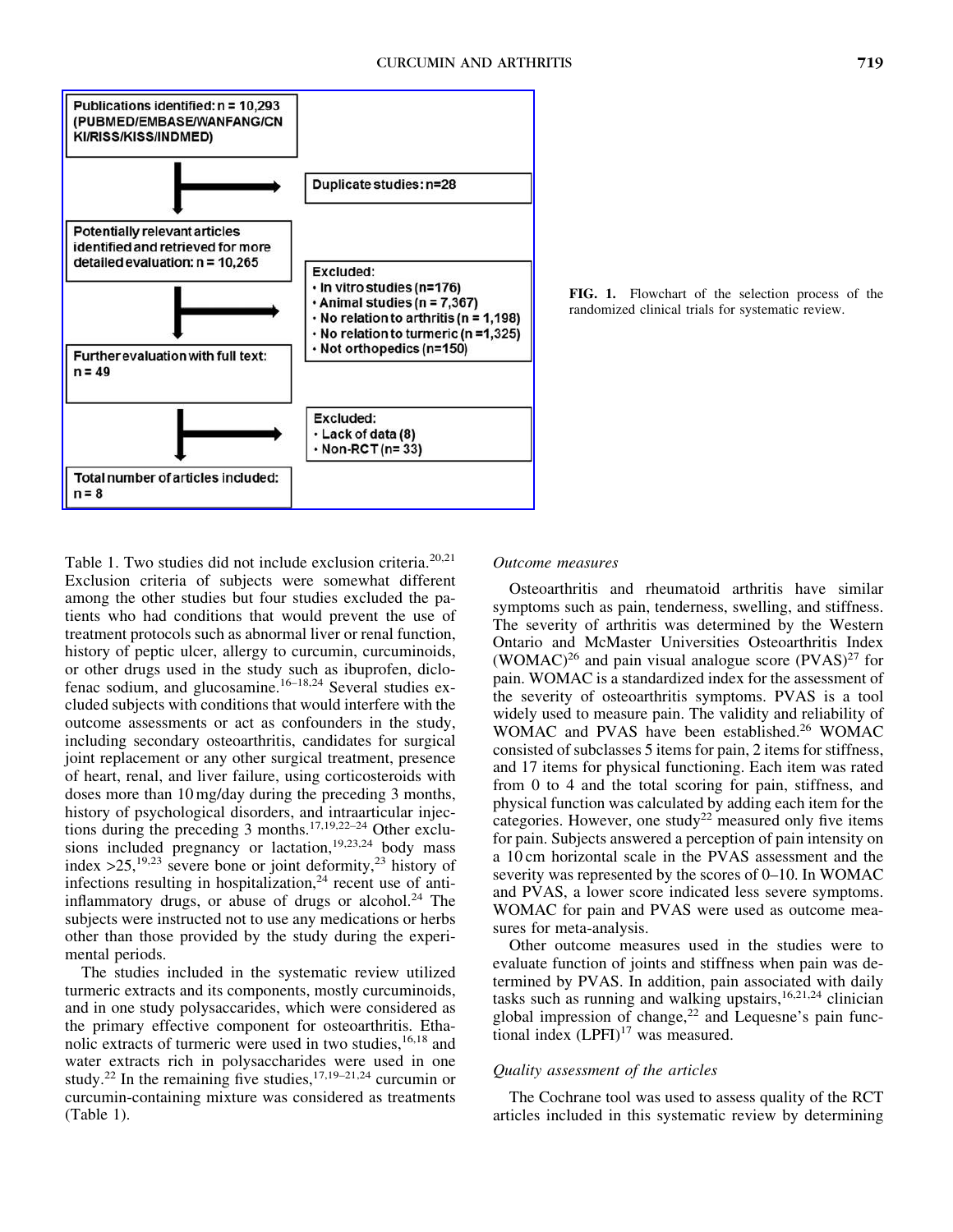Publications identified: n = 10,293 (PUBMED/EMBASE/WANFANG/CNKI/RISS/KISS/INDMED)

Duplicate studies: n=28

Potentially relevant articles identified and retrieved for more detailed evaluation: n = 10,265

Excluded:
- In vitro studies (n=176)
- Animal studies (n = 7,367)
- No relation to arthritis (n = 1,198)
- No relation to turmeric (n =1,325)
- Not orthopedics (n=150)

Further evaluation with full text: n = 49

Excluded:
- Lack of data (8)
- Non-RCT (n= 33)

Total number of articles included: n = 8

**FIG. 1.** Flowchart of the selection process of the randomized clinical trials for systematic review.

Table 1. Two studies did not include exclusion criteria.[20,21] Exclusion criteria of subjects were somewhat different among the other studies but four studies excluded the patients who had conditions that would prevent the use of treatment protocols such as abnormal liver or renal function, history of peptic ulcer, allergy to curcumin, curcuminoids, or other drugs used in the study such as ibuprofen, diclofenac sodium, and glucosamine.[16–18,24] Several studies excluded subjects with conditions that would interfere with the outcome assessments or act as confounders in the study, including secondary osteoarthritis, candidates for surgical joint replacement or any other surgical treatment, presence of heart, renal, and liver failure, using corticosteroids with doses more than 10 mg/day during the preceding 3 months, history of psychological disorders, and intraarticular injections during the preceding 3 months.[17,19,22–24] Other exclusions included pregnancy or lactation,[19,23,24] body mass index >25,[19,23] severe bone or joint deformity,[23] history of infections resulting in hospitalization,[24] recent use of anti-inflammatory drugs, or abuse of drugs or alcohol.[24] The subjects were instructed not to use any medications or herbs other than those provided by the study during the experimental periods.

The studies included in the systematic review utilized turmeric extracts and its components, mostly curcuminoids, and in one study polysaccarides, which were considered as the primary effective component for osteoarthritis. Ethanolic extracts of turmeric were used in two studies,[16,18] and water extracts rich in polysaccharides were used in one study.[22] In the remaining five studies,[17,19–21,24] curcumin or curcumin-containing mixture was considered as treatments (Table 1).

### *Outcome measures*

Osteoarthritis and rheumatoid arthritis have similar symptoms such as pain, tenderness, swelling, and stiffness. The severity of arthritis was determined by the Western Ontario and McMaster Universities Osteoarthritis Index (WOMAC)[26] and pain visual analogue score (PVAS)[27] for pain. WOMAC is a standardized index for the assessment of the severity of osteoarthritis symptoms. PVAS is a tool widely used to measure pain. The validity and reliability of WOMAC and PVAS have been established.[26] WOMAC consisted of subclasses 5 items for pain, 2 items for stiffness, and 17 items for physical functioning. Each item was rated from 0 to 4 and the total scoring for pain, stiffness, and physical function was calculated by adding each item for the categories. However, one study[22] measured only five items for pain. Subjects answered a perception of pain intensity on a 10 cm horizontal scale in the PVAS assessment and the severity was represented by the scores of 0–10. In WOMAC and PVAS, a lower score indicated less severe symptoms. WOMAC for pain and PVAS were used as outcome measures for meta-analysis.

Other outcome measures used in the studies were to evaluate function of joints and stiffness when pain was determined by PVAS. In addition, pain associated with daily tasks such as running and walking upstairs,[16,21,24] clinician global impression of change,[22] and Lequesne's pain functional index (LPFI)[17] was measured.

### *Quality assessment of the articles*

The Cochrane tool was used to assess quality of the RCT articles included in this systematic review by determining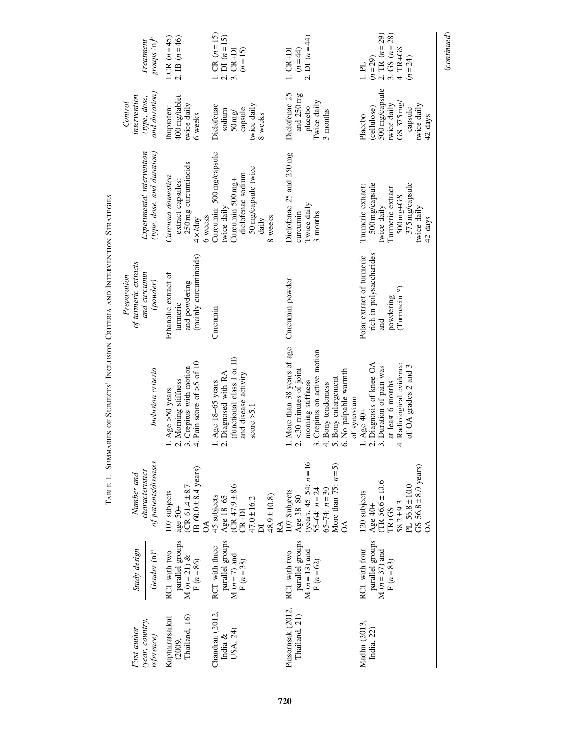Table 1. Summaries of Subjects' Inclusion Criteria and Intervention Strategies

| First author (year, country, reference) | Study design Gender (n)[a] | Number and characteristics of patients/diseases | Inclusion criteria | Preparation of turmeric extracts and curcumin (powder) | Experimental intervention (type, dose, and duration) | Control intervention (type, dose, and duration) | Treatment groups (n)[b] |
|---|---|---|---|---|---|---|---|
| Kuptniratsaikul (2009, Thailand, 16) | RCT with two parallel groups M (n=21) & F (n=86) | 107 subjects age 50+ (CR 61.4±8.7 IB 60.0±8.4 years) OA | 1. Age >50 years 2. Morning stiffness 3. Crepitus with motion 4. Pain score of >5 of 10 | Ethanolic extract of turmeric and powdering (mainly curcuminoids) | *Curcuma domestica* extract capsules: 250 mg curcuminoids 4×/day 6 weeks | Ibuprofen: 400 mg/tablet twice daily 6 weeks | 1.CR (n=45) 2. IB (n=46) |
| Chandran (2012, India & USA, 24) | RCT with three parallel groups M (n=7) and F (n=38) | 45 subjects Age 18–65 (CR 47.9±8.6 CR+DI 47.0±16.2 DI 48.9±10.8) RA | 1. Age 18–65 years 2. Diagnosed with RA (functional class I or II) and disease activity score >5.1 | Curcumin | Curcumin: 500 mg/capsule twice daily Curcumin 500 mg+ diclofenac sodium 50 mg/capsule twice daily 8 weeks | Diclofenac sodium 50 mg/ capsule twice daily 8 weeks | 1. CR (n=15) 2. DI (n=15) 3. CR+DI (n=15) |
| Pinsornsak (2012, Thailand, 21) | RCT with two parallel groups M (n=13) and F (n=62) | 107 Subjects Age 38–80 (years, 45–54: n=16 55–64: n=24 65–74: n=30 More than 75: n=5) OA | 1. More than 38 years of age 2. <30 minutes of joint morning stiffness 3. Crepitus on active motion 4. Bony tenderness 5. Bony enlargement 6. No palpable warmth of synovium | Curcumin powder | Diclofenac 25 and 250 mg curcumin Twice daily 3 months | Diclofenac 25 and 250 mg placebo Twice daily 3 months | 1. CR+DI (n=44) 2. DI (n=44) |
| Madhu (2013, India, 22) | RCT with four parallel groups M (n=37) and F (n=83) | 120 subjects Age 40+ (TR 56.6±10.6 TR+GS 58.2±9.3 PL 56.8±10.0 GS 56.8±8.0 years) OA | 1. Age 40+ 2. Diagnosis of knee OA 3. Duration of pain was at least 6 months 4. Radiological evidence of OA grades 2 and 3 | Polar extract of turmeric rich in polysaccharides and powdering (Turmacin™) | Turmeric extract: 500 mg/capsule twice daily Turmeric extract 500 mg+GS 375 mg/capsule twice daily 42 days | Placebo (cellulose) 500 mg/capsule twice daily GS 375 mg/ capsule twice daily 42 days | 1. PL (n=29) 2. TR (n=29) 3. GS (n=28) 4. TR+GS (n=24) |

(*continued*)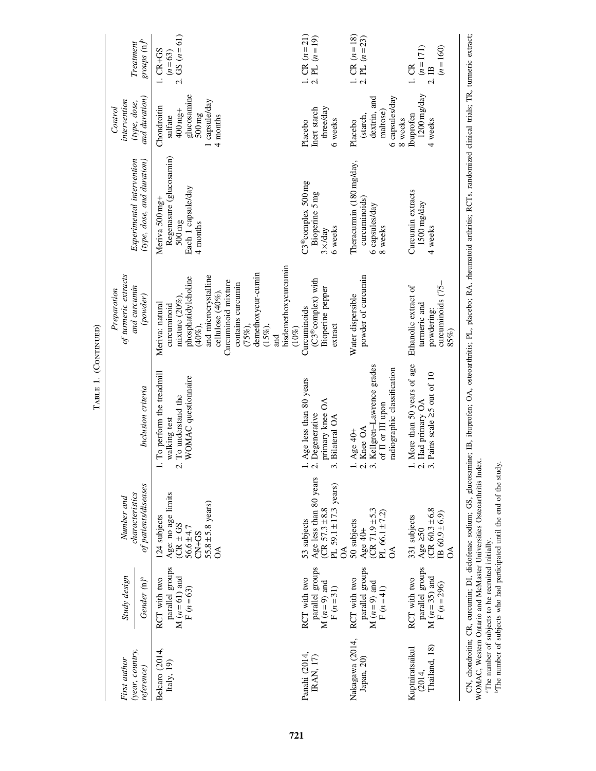TABLE 1. (CONTINUED)

| First author (year, country, reference) | Study design / Gender (n)[a] | Number and characteristics of patients/diseases | Inclusion criteria | Preparation of turmeric extracts and curcumin (powder) | Experimental intervention (type, dose, and duration) | Control intervention (type, dose, and duration) | Treatment groups (n)[b] |
|---|---|---|---|---|---|---|---|
| Belcaro (2014, Italy, 19) | RCT with two parallel groups M (n = 61) and F (n = 63) | 124 subjects Age: no age limits (CR ± GS 56.6 ± 4.7 CN+GS 55.8 ± 5.8 years) OA | 1. To perform the treadmill walking test 2. To understand the WOMAC questionnaire | Meriva: natural curcuminoid mixture (20%), phosphatidylcholine (40%), and microcrystalline cellulose (40%). Curcuminoid mixture contains curcumin (75%), demethoxycur-cumin (15%), and bisdemethoxycurcumin (10%) | Meriva 500 mg+ Regenasure (glucosamin) 500 mg Each 1 capsule/day 4 months | Chondroitin sulfate 400 mg+ glucosamine 500 mg 1 capsule/day 4 months | 1. CR+GS (n = 63) 2. GS (n = 61) |
| Panahi (2014, IRAN, 17) | RCT with two parallel groups M (n = 9) and F (n = 31) | 53 subjects Age less than 80 years (CR 57.3 ± 8.8 PL 59.1 ± 17.3 years) OA | 1. Age less than 80 years 2. Degenerative primary knee OA 3. Bilateral OA | Curcuminoids (C3®complex) with Bioperine pepper extract | C3®complex 500 mg Bioperine 5 mg 3×/day 6 weeks | Placebo Inert starch three/day 6 weeks | 1. CR (n = 21) 2. PL (n = 19) |
| Nakagawa (2014, Japan, 20) | RCT with two parallel groups M (n = 9) and F (n = 41) | 50 subjects Age 40+ (CR 71.9 ± 5.3 PL 66.1 ± 7.2) OA | 1. Age 40+ 2. Knee OA 3. Kellgren–Lawrence grades of II or III upon radiographic classification | Water dispersible powder of curcumin | Theracurmin (180 mg/day, curcuminoids) 6 capsules/day 8 weeks | Placebo (starch, dextrin, and maltose) 6 capsules/day 8 weeks | 1. CR (n = 18) 2. PL (n = 23) |
| Kuptniratsaikul (2014, Thailand, 18) | RCT with two parallel groups M (n = 35) and F (n = 296) | 331 subjects Age ≥50 (CR 60.3 ± 6.8 IB 60.9 ± 6.9) OA | 1. More than 50 years of age 2. Had primary OA 3. Pains scale ≥5 out of 10 | Ethanolic extract of turmeric and powdering: curcuminoids (75–85%) | Curcumin extracts 1500 mg/day 4 weeks | Ibuprofen 1200 mg/day 4 weeks | 1. CR (n = 171) 2. IB (n = 160) |

CN, chondroitin; CR, curcumin; DI, diclofenac sodium; GS, glucosamine; IB, ibuprofen; OA, osteoarthritis; PL, placebo; RA, rheumatoid arthritis; RCTs, randomized clinical trials; TR, turmeric extract; WOMAC, Western Ontario and McMaster Universities Osteoarthritis Index.

[a]The number of subjects to be recruited initially.

[b]The number of subjects who had participated until the end of the study.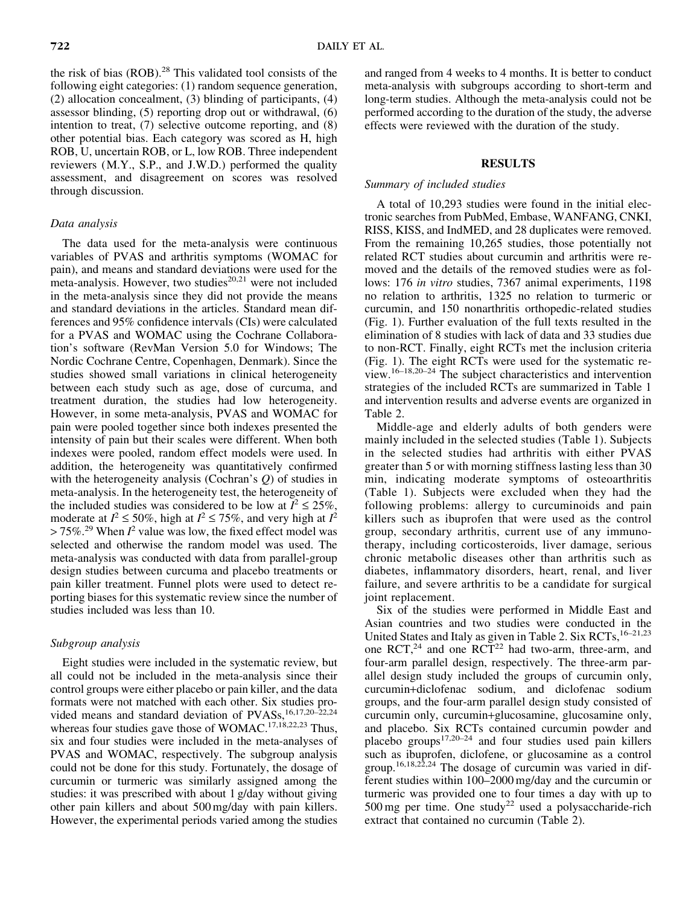the risk of bias (ROB).[28] This validated tool consists of the following eight categories: (1) random sequence generation, (2) allocation concealment, (3) blinding of participants, (4) assessor blinding, (5) reporting drop out or withdrawal, (6) intention to treat, (7) selective outcome reporting, and (8) other potential bias. Each category was scored as H, high ROB, U, uncertain ROB, or L, low ROB. Three independent reviewers (M.Y., S.P., and J.W.D.) performed the quality assessment, and disagreement on scores was resolved through discussion.

### *Data analysis*

The data used for the meta-analysis were continuous variables of PVAS and arthritis symptoms (WOMAC for pain), and means and standard deviations were used for the meta-analysis. However, two studies[20,21] were not included in the meta-analysis since they did not provide the means and standard deviations in the articles. Standard mean differences and 95% confidence intervals (CIs) were calculated for a PVAS and WOMAC using the Cochrane Collaboration's software (RevMan Version 5.0 for Windows; The Nordic Cochrane Centre, Copenhagen, Denmark). Since the studies showed small variations in clinical heterogeneity between each study such as age, dose of curcuma, and treatment duration, the studies had low heterogeneity. However, in some meta-analysis, PVAS and WOMAC for pain were pooled together since both indexes presented the intensity of pain but their scales were different. When both indexes were pooled, random effect models were used. In addition, the heterogeneity was quantitatively confirmed with the heterogeneity analysis (Cochran's $Q$) of studies in meta-analysis. In the heterogeneity test, the heterogeneity of the included studies was considered to be low at $I^2 \leq 25\%$, moderate at $I^2 \leq 50\%$, high at $I^2 \leq 75\%$, and very high at $I^2 > 75\%$.[29] When $I^2$ value was low, the fixed effect model was selected and otherwise the random model was used. The meta-analysis was conducted with data from parallel-group design studies between curcuma and placebo treatments or pain killer treatment. Funnel plots were used to detect reporting biases for this systematic review since the number of studies included was less than 10.

### *Subgroup analysis*

Eight studies were included in the systematic review, but all could not be included in the meta-analysis since their control groups were either placebo or pain killer, and the data formats were not matched with each other. Six studies provided means and standard deviation of PVASs,[16,17,20–22,24] whereas four studies gave those of WOMAC.[17,18,22,23] Thus, six and four studies were included in the meta-analyses of PVAS and WOMAC, respectively. The subgroup analysis could not be done for this study. Fortunately, the dosage of curcumin or turmeric was similarly assigned among the studies: it was prescribed with about 1 g/day without giving other pain killers and about 500 mg/day with pain killers. However, the experimental periods varied among the studies and ranged from 4 weeks to 4 months. It is better to conduct meta-analysis with subgroups according to short-term and long-term studies. Although the meta-analysis could not be performed according to the duration of the study, the adverse effects were reviewed with the duration of the study.

## RESULTS

### *Summary of included studies*

A total of 10,293 studies were found in the initial electronic searches from PubMed, Embase, WANFANG, CNKI, RISS, KISS, and IndMED, and 28 duplicates were removed. From the remaining 10,265 studies, those potentially not related RCT studies about curcumin and arthritis were removed and the details of the removed studies were as follows: 176 *in vitro* studies, 7367 animal experiments, 1198 no relation to arthritis, 1325 no relation to turmeric or curcumin, and 150 nonarthritis orthopedic-related studies (Fig. 1). Further evaluation of the full texts resulted in the elimination of 8 studies with lack of data and 33 studies due to non-RCT. Finally, eight RCTs met the inclusion criteria (Fig. 1). The eight RCTs were used for the systematic review.[16–18,20–24] The subject characteristics and intervention strategies of the included RCTs are summarized in Table 1 and intervention results and adverse events are organized in Table 2.

Middle-age and elderly adults of both genders were mainly included in the selected studies (Table 1). Subjects in the selected studies had arthritis with either PVAS greater than 5 or with morning stiffness lasting less than 30 min, indicating moderate symptoms of osteoarthritis (Table 1). Subjects were excluded when they had the following problems: allergy to curcuminoids and pain killers such as ibuprofen that were used as the control group, secondary arthritis, current use of any immunotherapy, including corticosteroids, liver damage, serious chronic metabolic diseases other than arthritis such as diabetes, inflammatory disorders, heart, renal, and liver failure, and severe arthritis to be a candidate for surgical joint replacement.

Six of the studies were performed in Middle East and Asian countries and two studies were conducted in the United States and Italy as given in Table 2. Six RCTs,[16–21,23] one RCT,[24] and one RCT[22] had two-arm, three-arm, and four-arm parallel design, respectively. The three-arm parallel design study included the groups of curcumin only, curcumin+diclofenac sodium, and diclofenac sodium groups, and the four-arm parallel design study consisted of curcumin only, curcumin+glucosamine, glucosamine only, and placebo. Six RCTs contained curcumin powder and placebo groups[17,20–24] and four studies used pain killers such as ibuprofen, diclofene, or glucosamine as a control group.[16,18,22,24] The dosage of curcumin was varied in different studies within 100–2000 mg/day and the curcumin or turmeric was provided one to four times a day with up to 500 mg per time. One study[22] used a polysaccharide-rich extract that contained no curcumin (Table 2).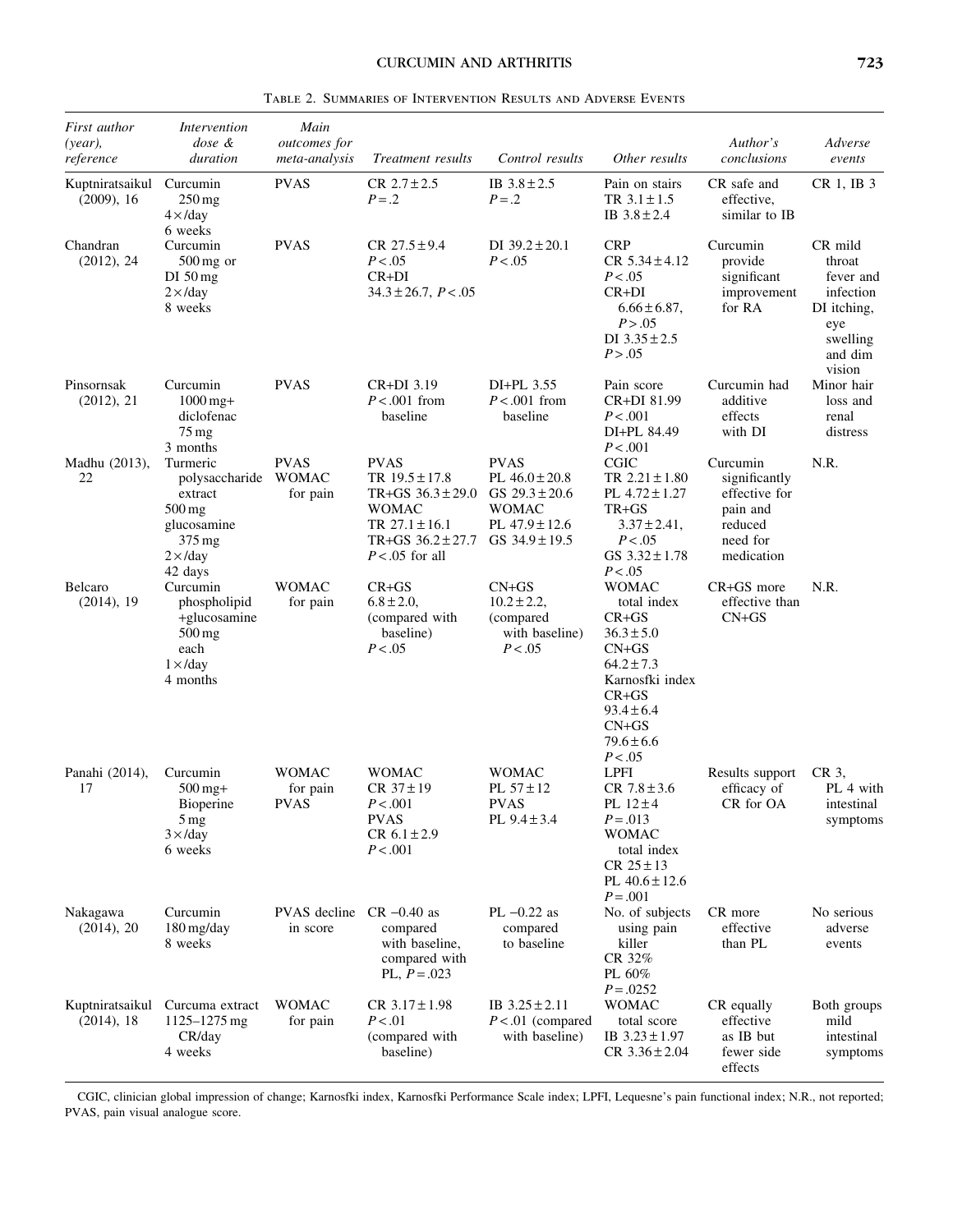Table 2. Summaries of Intervention Results and Adverse Events

| *First author (year), reference* | *Intervention dose & duration* | *Main outcomes for meta-analysis* | *Treatment results* | *Control results* | *Other results* | *Author's conclusions* | *Adverse events* |
|---|---|---|---|---|---|---|---|
| Kuptniratsaikul (2009), 16 | Curcumin 250 mg 4×/day 6 weeks | PVAS | CR 2.7 ± 2.5 $P = .2$ | IB 3.8 ± 2.5 $P = .2$ | Pain on stairs TR 3.1 ± 1.5 IB 3.8 ± 2.4 | CR safe and effective, similar to IB | CR 1, IB 3 |
| Chandran (2012), 24 | Curcumin 500 mg or DI 50 mg 2×/day 8 weeks | PVAS | CR 27.5 ± 9.4 $P < .05$ CR+DI 34.3 ± 26.7, $P < .05$ | DI 39.2 ± 20.1 $P < .05$ | CRP CR 5.34 ± 4.12 $P < .05$ CR+DI 6.66 ± 6.87, $P > .05$ DI 3.35 ± 2.5 $P > .05$ | Curcumin provide significant improvement for RA | CR mild throat fever and infection DI itching, eye swelling and dim vision |
| Pinsornsak (2012), 21 | Curcumin 1000 mg+ diclofenac 75 mg 3 months | PVAS | CR+DI 3.19 $P < .001$ from baseline | DI+PL 3.55 $P < .001$ from baseline | Pain score CR+DI 81.99 $P < .001$ DI+PL 84.49 $P < .001$ | Curcumin had additive effects with DI | Minor hair loss and renal distress |
| Madhu (2013), 22 | Turmeric polysaccharide extract 500 mg glucosamine 375 mg 2×/day 42 days | PVAS WOMAC for pain | PVAS TR 19.5 ± 17.8 TR+GS 36.3 ± 29.0 WOMAC TR 27.1 ± 16.1 TR+GS 36.2 ± 27.7 $P < .05$ for all | PVAS PL 46.0 ± 20.8 GS 29.3 ± 20.6 WOMAC PL 47.9 ± 12.6 GS 34.9 ± 19.5 | CGIC TR 2.21 ± 1.80 PL 4.72 ± 1.27 TR+GS 3.37 ± 2.41, $P < .05$ GS 3.32 ± 1.78 $P < .05$ | Curcumin significantly effective for pain and reduced need for medication | N.R. |
| Belcaro (2014), 19 | Curcumin phospholipid +glucosamine 500 mg each 1×/day 4 months | WOMAC for pain | CR+GS 6.8 ± 2.0, (compared with baseline) $P < .05$ | CN+GS 10.2 ± 2.2, (compared with baseline) $P < .05$ | WOMAC total index CR+GS 36.3 ± 5.0 CN+GS 64.2 ± 7.3 Karnosfki index CR+GS 93.4 ± 6.4 CN+GS 79.6 ± 6.6 $P < .05$ | CR+GS more effective than CN+GS | N.R. |
| Panahi (2014), 17 | Curcumin 500 mg+ Bioperine 5 mg 3×/day 6 weeks | WOMAC for pain PVAS | WOMAC CR 37 ± 19 $P < .001$ PVAS CR 6.1 ± 2.9 $P < .001$ | WOMAC PL 57 ± 12 PVAS PL 9.4 ± 3.4 | LPFI CR 7.8 ± 3.6 PL 12 ± 4 $P = .013$ WOMAC total index CR 25 ± 13 PL 40.6 ± 12.6 $P = .001$ | Results support efficacy of CR for OA | CR 3, PL 4 with intestinal symptoms |
| Nakagawa (2014), 20 | Curcumin 180 mg/day 8 weeks | PVAS decline in score | CR −0.40 as compared with baseline, compared with PL, $P = .023$ | PL −0.22 as compared to baseline | No. of subjects using pain killer CR 32% PL 60% $P = .0252$ | CR more effective than PL | No serious adverse events |
| Kuptniratsaikul (2014), 18 | Curcuma extract 1125–1275 mg CR/day 4 weeks | WOMAC for pain | CR 3.17 ± 1.98 $P < .01$ (compared with baseline) | IB 3.25 ± 2.11 $P < .01$ (compared with baseline) | WOMAC total score IB 3.23 ± 1.97 CR 3.36 ± 2.04 | CR equally effective as IB but fewer side effects | Both groups mild intestinal symptoms |

CGIC, clinician global impression of change; Karnosfki index, Karnosfki Performance Scale index; LPFI, Lequesne's pain functional index; N.R., not reported; PVAS, pain visual analogue score.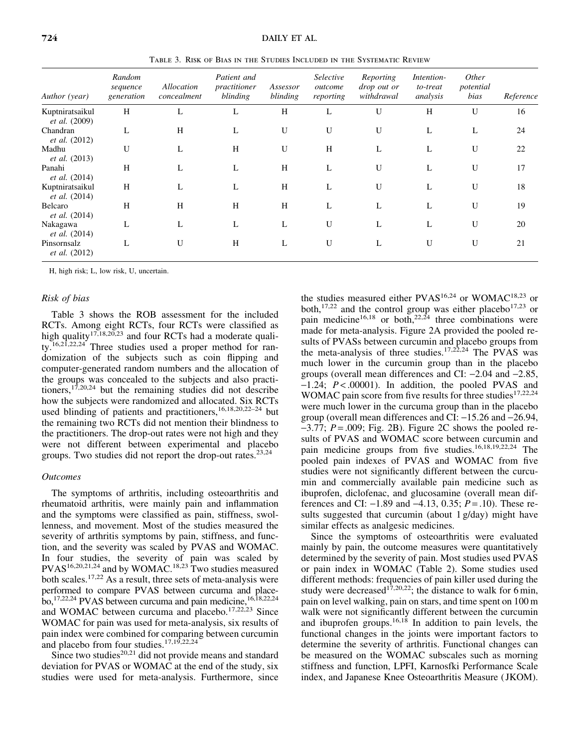Table 3. Risk of Bias in the Studies Included in the Systematic Review

| Author (year) | Random sequence generation | Allocation concealment | Patient and practitioner blinding | Assessor blinding | Selective outcome reporting | Reporting drop out or withdrawal | Intention-to-treat analysis | Other potential bias | Reference |
|---|---|---|---|---|---|---|---|---|---|
| Kuptniratsaikul *et al.* (2009) | H | L | L | H | L | U | H | U | 16 |
| Chandran *et al.* (2012) | L | H | L | U | U | U | L | L | 24 |
| Madhu *et al.* (2013) | U | L | H | U | H | L | L | U | 22 |
| Panahi *et al.* (2014) | H | L | L | H | L | U | L | U | 17 |
| Kuptniratsaikul *et al.* (2014) | H | L | L | H | L | U | L | U | 18 |
| Belcaro *et al.* (2014) | H | H | H | H | L | L | L | U | 19 |
| Nakagawa *et al.* (2014) | L | L | L | L | U | L | L | U | 20 |
| Pinsornsalz *et al.* (2012) | L | U | H | L | U | L | U | U | 21 |

H, high risk; L, low risk, U, uncertain.

### Risk of bias

Table 3 shows the ROB assessment for the included RCTs. Among eight RCTs, four RCTs were classified as high quality[17,18,20,23] and four RCTs had a moderate quality.[16,21,22,24] Three studies used a proper method for randomization of the subjects such as coin flipping and computer-generated random numbers and the allocation of the groups was concealed to the subjects and also practitioners,[17,20,24] but the remaining studies did not describe how the subjects were randomized and allocated. Six RCTs used blinding of patients and practitioners,[16,18,20,22–24] but the remaining two RCTs did not mention their blindness to the practitioners. The drop-out rates were not high and they were not different between experimental and placebo groups. Two studies did not report the drop-out rates.[23,24]

### Outcomes

The symptoms of arthritis, including osteoarthritis and rheumatoid arthritis, were mainly pain and inflammation and the symptoms were classified as pain, stiffness, swollenness, and movement. Most of the studies measured the severity of arthritis symptoms by pain, stiffness, and function, and the severity was scaled by PVAS and WOMAC. In four studies, the severity of pain was scaled by PVAS[16,20,21,24] and by WOMAC.[18,23] Two studies measured both scales.[17,22] As a result, three sets of meta-analysis were performed to compare PVAS between curcuma and placebo,[17,22,24] PVAS between curcuma and pain medicine,[16,18,22,24] and WOMAC between curcuma and placebo.[17,22,23] Since WOMAC for pain was used for meta-analysis, six results of pain index were combined for comparing between curcumin and placebo from four studies.[17,19,22,24]

Since two studies[20,21] did not provide means and standard deviation for PVAS or WOMAC at the end of the study, six studies were used for meta-analysis. Furthermore, since the studies measured either PVAS[16,24] or WOMAC[18,23] or both,[17,22] and the control group was either placebo[17,23] or pain medicine[16,18] or both,[22,24] three combinations were made for meta-analysis. Figure 2A provided the pooled results of PVASs between curcumin and placebo groups from the meta-analysis of three studies.[17,22,24] The PVAS was much lower in the curcumin group than in the placebo groups (overall mean differences and CI: −2.04 and −2.85, −1.24; $P < .00001$). In addition, the pooled PVAS and WOMAC pain score from five results for three studies[17,22,24] were much lower in the curcuma group than in the placebo group (overall mean differences and CI: −15.26 and −26.94, −3.77; $P = .009$; Fig. 2B). Figure 2C shows the pooled results of PVAS and WOMAC score between curcumin and pain medicine groups from five studies.[16,18,19,22,24] The pooled pain indexes of PVAS and WOMAC from five studies were not significantly different between the curcumin and commercially available pain medicine such as ibuprofen, diclofenac, and glucosamine (overall mean differences and CI: −1.89 and −4.13, 0.35; $P = .10$). These results suggested that curcumin (about 1 g/day) might have similar effects as analgesic medicines.

Since the symptoms of osteoarthritis were evaluated mainly by pain, the outcome measures were quantitatively determined by the severity of pain. Most studies used PVAS or pain index in WOMAC (Table 2). Some studies used different methods: frequencies of pain killer used during the study were decreased[17,20,22]; the distance to walk for 6 min, pain on level walking, pain on stars, and time spent on 100 m walk were not significantly different between the curcumin and ibuprofen groups.[16,18] In addition to pain levels, the functional changes in the joints were important factors to determine the severity of arthritis. Functional changes can be measured on the WOMAC subscales such as morning stiffness and function, LPFI, Karnosfki Performance Scale index, and Japanese Knee Osteoarthritis Measure (JKOM).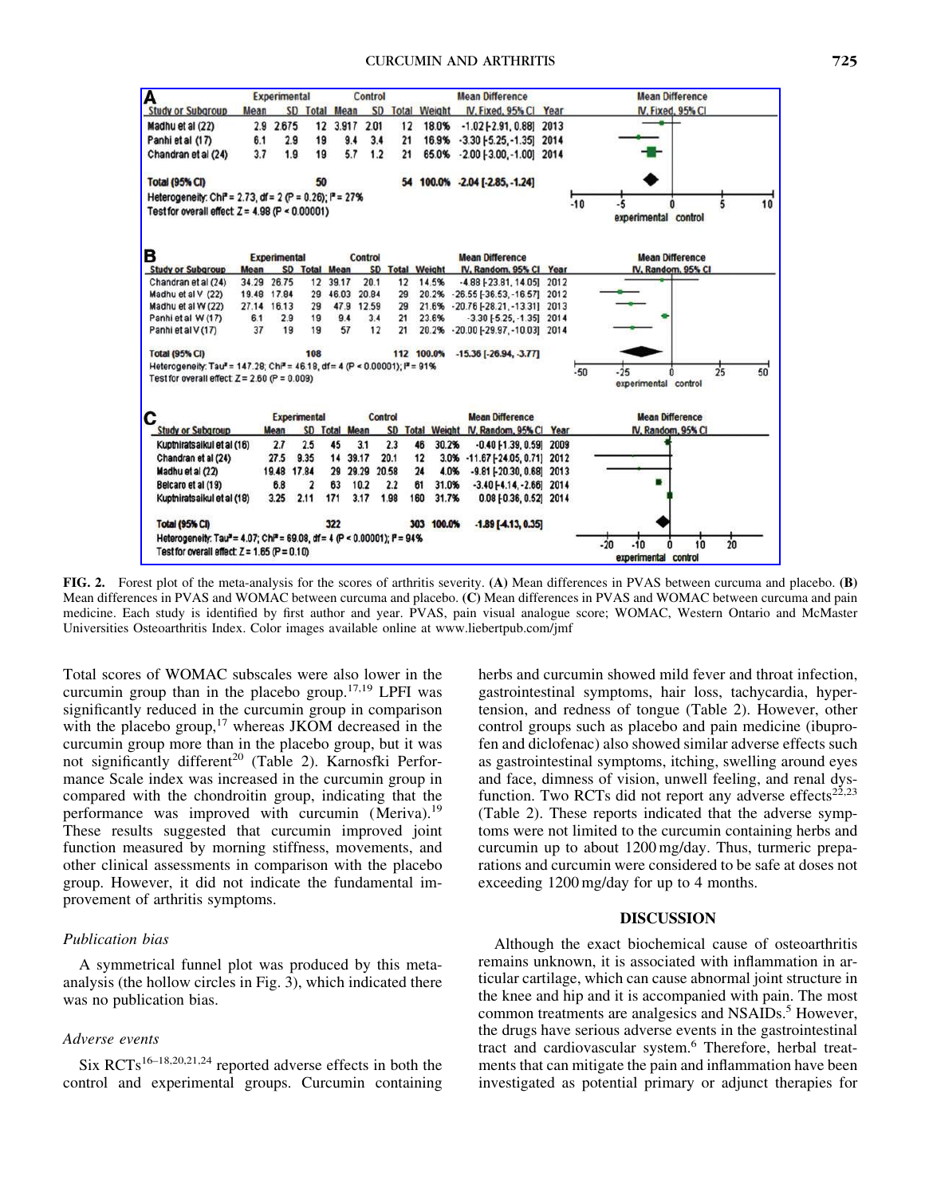| **A** Study or Subgroup | Experimental Mean | SD | Total | Control Mean | SD | Total | Weight | Mean Difference IV, Fixed, 95% CI | Year |
|---|---|---|---|---|---|---|---|---|---|
| Madhu et al (22) | 2.9 | 2.675 | 12 | 3.917 | 2.01 | 12 | 18.0% | -1.02 [-2.91, 0.88] | 2013 |
| Panhi et al (17) | 6.1 | 2.9 | 19 | 9.4 | 3.4 | 21 | 16.9% | -3.30 [-5.25, -1.35] | 2014 |
| Chandran et al (24) | 3.7 | 1.9 | 19 | 5.7 | 1.2 | 21 | 65.0% | -2.00 [-3.00, -1.00] | 2014 |
| **Total (95% CI)** | | | **50** | | | **54** | **100.0%** | **-2.04 [-2.85, -1.24]** | |

Heterogeneity: $Chi^2 = 2.73$, $df = 2$ ($P = 0.26$); $I^2 = 27\%$
Test for overall effect: $Z = 4.98$ ($P < 0.00001$)

| **B** Study or Subgroup | Experimental Mean | SD | Total | Control Mean | SD | Total | Weight | Mean Difference IV, Random, 95% CI | Year |
|---|---|---|---|---|---|---|---|---|---|
| Chandran et al (24) | 34.29 | 26.75 | 12 | 39.17 | 20.1 | 12 | 14.5% | -4.88 [-23.81, 14.05] | 2012 |
| Madhu et al V (22) | 19.48 | 17.84 | 29 | 46.03 | 20.84 | 29 | 20.2% | -26.55 [-36.53, -16.57] | 2012 |
| Madhu et al W (22) | 27.14 | 16.13 | 29 | 47.9 | 12.59 | 29 | 21.6% | -20.76 [-28.21, -13.31] | 2013 |
| Panhi et al W (17) | 6.1 | 2.9 | 19 | 9.4 | 3.4 | 21 | 23.6% | -3.30 [-5.25, -1.35] | 2014 |
| Panhi et al V (17) | 37 | 19 | 19 | 57 | 12 | 21 | 20.2% | -20.00 [-29.97, -10.03] | 2014 |
| **Total (95% CI)** | | | **108** | | | **112** | **100.0%** | **-15.36 [-26.94, -3.77]** | |

Heterogeneity: $Tau^2 = 147.28$; $Chi^2 = 46.18$, $df = 4$ ($P < 0.00001$); $I^2 = 91\%$
Test for overall effect: $Z = 2.60$ ($P = 0.009$)

| **C** Study or Subgroup | Experimental Mean | SD | Total | Control Mean | SD | Total | Weight | Mean Difference IV, Random, 95% CI | Year |
|---|---|---|---|---|---|---|---|---|---|
| Kuptniratsaikul et al (16) | 2.7 | 2.5 | 45 | 3.1 | 2.3 | 46 | 30.2% | -0.40 [-1.39, 0.59] | 2009 |
| Chandran et al (24) | 27.5 | 9.35 | 14 | 39.17 | 20.1 | 12 | 3.0% | -11.67 [-24.05, 0.71] | 2012 |
| Madhu et al (22) | 19.48 | 17.84 | 29 | 29.29 | 20.58 | 24 | 4.0% | -9.81 [-20.30, 0.68] | 2013 |
| Belcaro et al (19) | 6.8 | 2 | 63 | 10.2 | 2.2 | 61 | 31.0% | -3.40 [-4.14, -2.66] | 2014 |
| Kuptniratsaikul et al (18) | 3.25 | 2.11 | 171 | 3.17 | 1.98 | 160 | 31.7% | 0.08 [-0.36, 0.52] | 2014 |
| **Total (95% CI)** | | | **322** | | | **303** | **100.0%** | **-1.89 [-4.13, 0.35]** | |

Heterogeneity: $Tau^2 = 4.07$; $Chi^2 = 69.08$, $df = 4$ ($P < 0.00001$); $I^2 = 94\%$
Test for overall effect: $Z = 1.65$ ($P = 0.10$)

**FIG. 2.** Forest plot of the meta-analysis for the scores of arthritis severity. **(A)** Mean differences in PVAS between curcuma and placebo. **(B)** Mean differences in PVAS and WOMAC between curcuma and placebo. **(C)** Mean differences in PVAS and WOMAC between curcuma and pain medicine. Each study is identified by first author and year. PVAS, pain visual analogue score; WOMAC, Western Ontario and McMaster Universities Osteoarthritis Index. Color images available online at www.liebertpub.com/jmf

Total scores of WOMAC subscales were also lower in the curcumin group than in the placebo group.[17,19] LPFI was significantly reduced in the curcumin group in comparison with the placebo group,[17] whereas JKOM decreased in the curcumin group more than in the placebo group, but it was not significantly different[20] (Table 2). Karnosfki Performance Scale index was increased in the curcumin group in compared with the chondroitin group, indicating that the performance was improved with curcumin (Meriva).[19] These results suggested that curcumin improved joint function measured by morning stiffness, movements, and other clinical assessments in comparison with the placebo group. However, it did not indicate the fundamental improvement of arthritis symptoms.

### *Publication bias*

A symmetrical funnel plot was produced by this meta-analysis (the hollow circles in Fig. 3), which indicated there was no publication bias.

### *Adverse events*

Six RCTs[16–18,20,21,24] reported adverse effects in both the control and experimental groups. Curcumin containing herbs and curcumin showed mild fever and throat infection, gastrointestinal symptoms, hair loss, tachycardia, hypertension, and redness of tongue (Table 2). However, other control groups such as placebo and pain medicine (ibuprofen and diclofenac) also showed similar adverse effects such as gastrointestinal symptoms, itching, swelling around eyes and face, dimness of vision, unwell feeling, and renal dysfunction. Two RCTs did not report any adverse effects[22,23] (Table 2). These reports indicated that the adverse symptoms were not limited to the curcumin containing herbs and curcumin up to about 1200 mg/day. Thus, turmeric preparations and curcumin were considered to be safe at doses not exceeding 1200 mg/day for up to 4 months.

## DISCUSSION

Although the exact biochemical cause of osteoarthritis remains unknown, it is associated with inflammation in articular cartilage, which can cause abnormal joint structure in the knee and hip and it is accompanied with pain. The most common treatments are analgesics and NSAIDs.[5] However, the drugs have serious adverse events in the gastrointestinal tract and cardiovascular system.[6] Therefore, herbal treatments that can mitigate the pain and inflammation have been investigated as potential primary or adjunct therapies for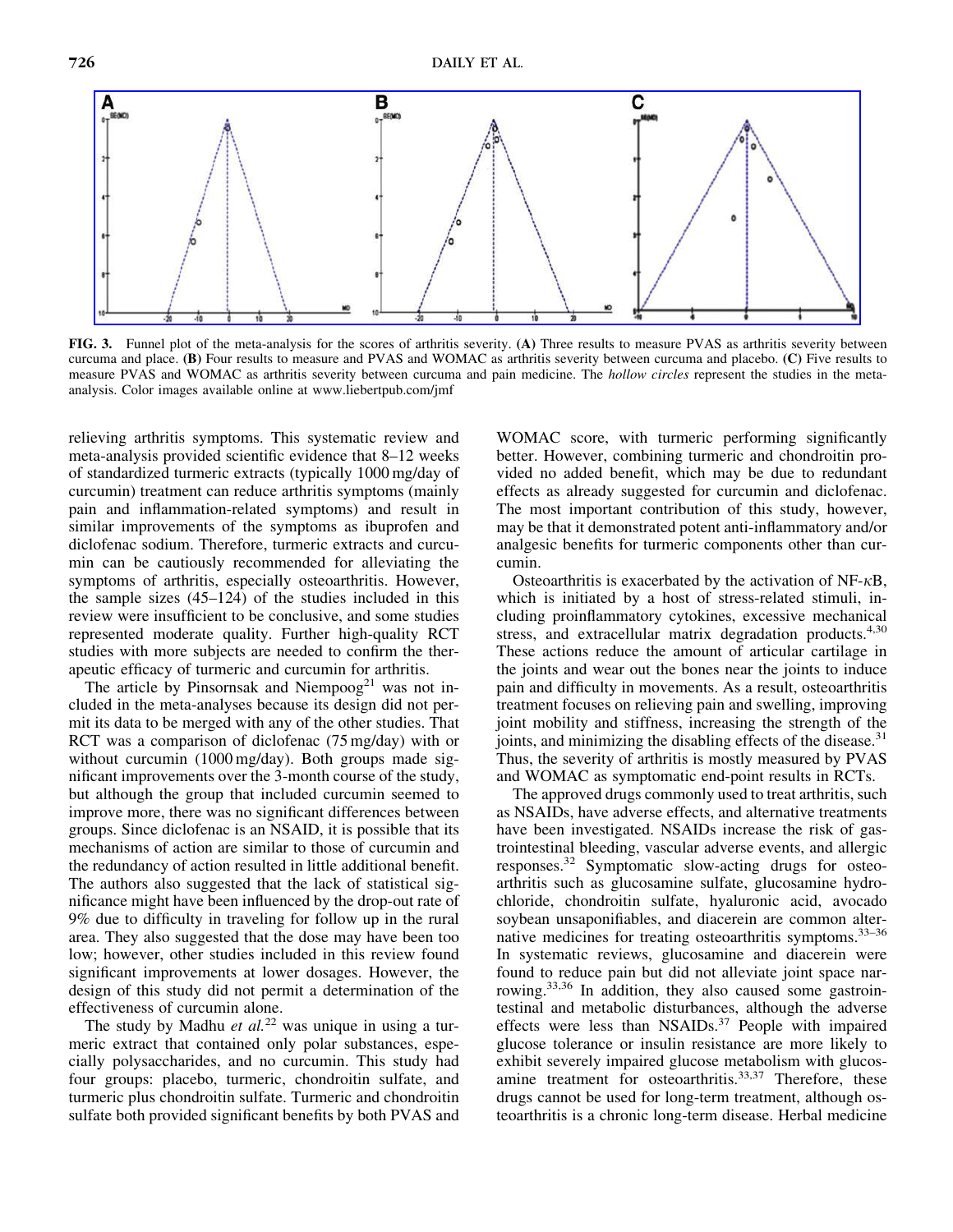A

SE(MD)

MD

B

SE(MD)

MD

C

SE(MD)

FIG. 3. Funnel plot of the meta-analysis for the scores of arthritis severity. **(A)** Three results to measure PVAS as arthritis severity between curcuma and place. **(B)** Four results to measure and PVAS and WOMAC as arthritis severity between curcuma and placebo. **(C)** Five results to measure PVAS and WOMAC as arthritis severity between curcuma and pain medicine. The *hollow circles* represent the studies in the meta-analysis. Color images available online at www.liebertpub.com/jmf

relieving arthritis symptoms. This systematic review and meta-analysis provided scientific evidence that 8–12 weeks of standardized turmeric extracts (typically 1000 mg/day of curcumin) treatment can reduce arthritis symptoms (mainly pain and inflammation-related symptoms) and result in similar improvements of the symptoms as ibuprofen and diclofenac sodium. Therefore, turmeric extracts and curcumin can be cautiously recommended for alleviating the symptoms of arthritis, especially osteoarthritis. However, the sample sizes (45–124) of the studies included in this review were insufficient to be conclusive, and some studies represented moderate quality. Further high-quality RCT studies with more subjects are needed to confirm the therapeutic efficacy of turmeric and curcumin for arthritis.

The article by Pinsornsak and Niempoog[21] was not included in the meta-analyses because its design did not permit its data to be merged with any of the other studies. That RCT was a comparison of diclofenac (75 mg/day) with or without curcumin (1000 mg/day). Both groups made significant improvements over the 3-month course of the study, but although the group that included curcumin seemed to improve more, there was no significant differences between groups. Since diclofenac is an NSAID, it is possible that its mechanisms of action are similar to those of curcumin and the redundancy of action resulted in little additional benefit. The authors also suggested that the lack of statistical significance might have been influenced by the drop-out rate of 9% due to difficulty in traveling for follow up in the rural area. They also suggested that the dose may have been too low; however, other studies included in this review found significant improvements at lower dosages. However, the design of this study did not permit a determination of the effectiveness of curcumin alone.

The study by Madhu *et al.*[22] was unique in using a turmeric extract that contained only polar substances, especially polysaccharides, and no curcumin. This study had four groups: placebo, turmeric, chondroitin sulfate, and turmeric plus chondroitin sulfate. Turmeric and chondroitin sulfate both provided significant benefits by both PVAS and WOMAC score, with turmeric performing significantly better. However, combining turmeric and chondroitin provided no added benefit, which may be due to redundant effects as already suggested for curcumin and diclofenac. The most important contribution of this study, however, may be that it demonstrated potent anti-inflammatory and/or analgesic benefits for turmeric components other than curcumin.

Osteoarthritis is exacerbated by the activation of NF-$\kappa$B, which is initiated by a host of stress-related stimuli, including proinflammatory cytokines, excessive mechanical stress, and extracellular matrix degradation products.[4,30] These actions reduce the amount of articular cartilage in the joints and wear out the bones near the joints to induce pain and difficulty in movements. As a result, osteoarthritis treatment focuses on relieving pain and swelling, improving joint mobility and stiffness, increasing the strength of the joints, and minimizing the disabling effects of the disease.[31] Thus, the severity of arthritis is mostly measured by PVAS and WOMAC as symptomatic end-point results in RCTs.

The approved drugs commonly used to treat arthritis, such as NSAIDs, have adverse effects, and alternative treatments have been investigated. NSAIDs increase the risk of gastrointestinal bleeding, vascular adverse events, and allergic responses.[32] Symptomatic slow-acting drugs for osteoarthritis such as glucosamine sulfate, glucosamine hydrochloride, chondroitin sulfate, hyaluronic acid, avocado soybean unsaponifiables, and diacerein are common alternative medicines for treating osteoarthritis symptoms.[33–36] In systematic reviews, glucosamine and diacerein were found to reduce pain but did not alleviate joint space narrowing.[33,36] In addition, they also caused some gastrointestinal and metabolic disturbances, although the adverse effects were less than NSAIDs.[37] People with impaired glucose tolerance or insulin resistance are more likely to exhibit severely impaired glucose metabolism with glucosamine treatment for osteoarthritis.[33,37] Therefore, these drugs cannot be used for long-term treatment, although osteoarthritis is a chronic long-term disease. Herbal medicine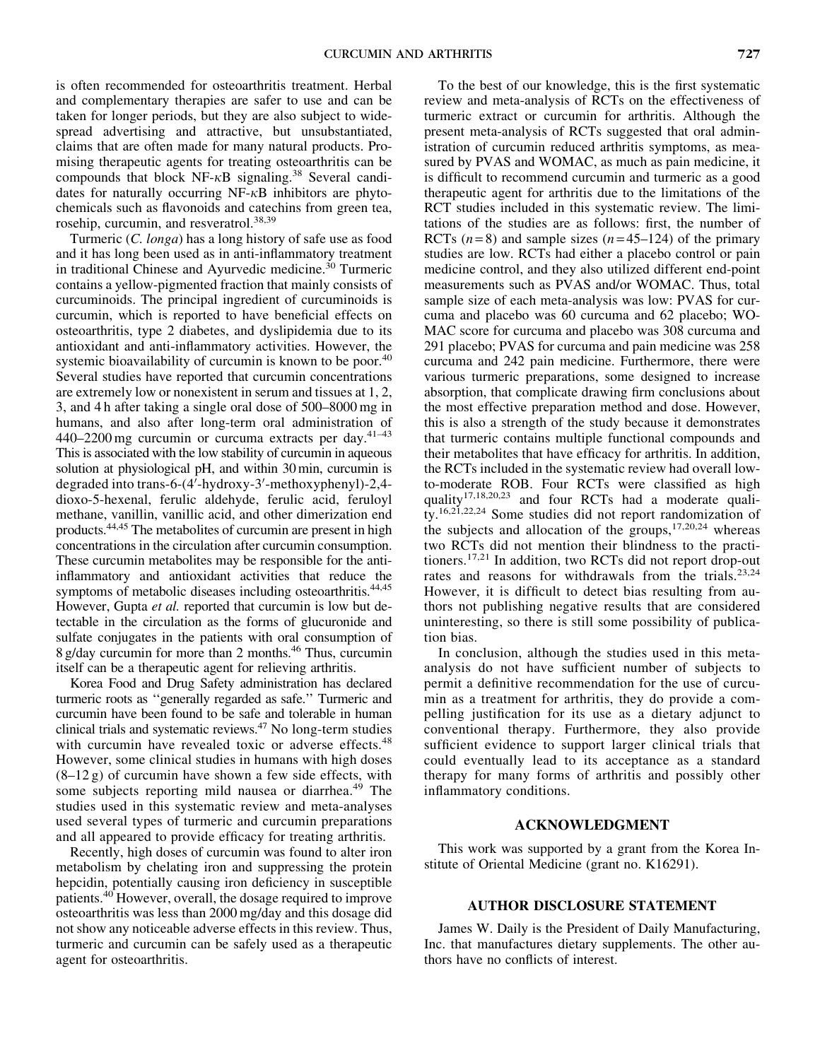is often recommended for osteoarthritis treatment. Herbal and complementary therapies are safer to use and can be taken for longer periods, but they are also subject to widespread advertising and attractive, but unsubstantiated, claims that are often made for many natural products. Promising therapeutic agents for treating osteoarthritis can be compounds that block NF-$\kappa$B signaling.[38] Several candidates for naturally occurring NF-$\kappa$B inhibitors are phytochemicals such as flavonoids and catechins from green tea, rosehip, curcumin, and resveratrol.[38,39]

Turmeric (*C. longa*) has a long history of safe use as food and it has long been used as in anti-inflammatory treatment in traditional Chinese and Ayurvedic medicine.[30] Turmeric contains a yellow-pigmented fraction that mainly consists of curcuminoids. The principal ingredient of curcuminoids is curcumin, which is reported to have beneficial effects on osteoarthritis, type 2 diabetes, and dyslipidemia due to its antioxidant and anti-inflammatory activities. However, the systemic bioavailability of curcumin is known to be poor.[40] Several studies have reported that curcumin concentrations are extremely low or nonexistent in serum and tissues at 1, 2, 3, and 4 h after taking a single oral dose of 500–8000 mg in humans, and also after long-term oral administration of 440–2200 mg curcumin or curcuma extracts per day.[41–43] This is associated with the low stability of curcumin in aqueous solution at physiological pH, and within 30 min, curcumin is degraded into trans-6-(4′-hydroxy-3′-methoxyphenyl)-2,4-dioxo-5-hexenal, ferulic aldehyde, ferulic acid, feruloyl methane, vanillin, vanillic acid, and other dimerization end products.[44,45] The metabolites of curcumin are present in high concentrations in the circulation after curcumin consumption. These curcumin metabolites may be responsible for the anti-inflammatory and antioxidant activities that reduce the symptoms of metabolic diseases including osteoarthritis.[44,45] However, Gupta *et al.* reported that curcumin is low but detectable in the circulation as the forms of glucuronide and sulfate conjugates in the patients with oral consumption of 8 g/day curcumin for more than 2 months.[46] Thus, curcumin itself can be a therapeutic agent for relieving arthritis.

Korea Food and Drug Safety administration has declared turmeric roots as "generally regarded as safe." Turmeric and curcumin have been found to be safe and tolerable in human clinical trials and systematic reviews.[47] No long-term studies with curcumin have revealed toxic or adverse effects.[48] However, some clinical studies in humans with high doses (8–12 g) of curcumin have shown a few side effects, with some subjects reporting mild nausea or diarrhea.[49] The studies used in this systematic review and meta-analyses used several types of turmeric and curcumin preparations and all appeared to provide efficacy for treating arthritis.

Recently, high doses of curcumin was found to alter iron metabolism by chelating iron and suppressing the protein hepcidin, potentially causing iron deficiency in susceptible patients.[40] However, overall, the dosage required to improve osteoarthritis was less than 2000 mg/day and this dosage did not show any noticeable adverse effects in this review. Thus, turmeric and curcumin can be safely used as a therapeutic agent for osteoarthritis.

To the best of our knowledge, this is the first systematic review and meta-analysis of RCTs on the effectiveness of turmeric extract or curcumin for arthritis. Although the present meta-analysis of RCTs suggested that oral administration of curcumin reduced arthritis symptoms, as measured by PVAS and WOMAC, as much as pain medicine, it is difficult to recommend curcumin and turmeric as a good therapeutic agent for arthritis due to the limitations of the RCT studies included in this systematic review. The limitations of the studies are as follows: first, the number of RCTs ($n=8$) and sample sizes ($n=45$–$124$) of the primary studies are low. RCTs had either a placebo control or pain medicine control, and they also utilized different end-point measurements such as PVAS and/or WOMAC. Thus, total sample size of each meta-analysis was low: PVAS for curcuma and placebo was 60 curcuma and 62 placebo; WOMAC score for curcuma and placebo was 308 curcuma and 291 placebo; PVAS for curcuma and pain medicine was 258 curcuma and 242 pain medicine. Furthermore, there were various turmeric preparations, some designed to increase absorption, that complicate drawing firm conclusions about the most effective preparation method and dose. However, this is also a strength of the study because it demonstrates that turmeric contains multiple functional compounds and their metabolites that have efficacy for arthritis. In addition, the RCTs included in the systematic review had overall low-to-moderate ROB. Four RCTs were classified as high quality[17,18,20,23] and four RCTs had a moderate quality.[16,21,22,24] Some studies did not report randomization of the subjects and allocation of the groups,[17,20,24] whereas two RCTs did not mention their blindness to the practitioners.[17,21] In addition, two RCTs did not report drop-out rates and reasons for withdrawals from the trials.[23,24] However, it is difficult to detect bias resulting from authors not publishing negative results that are considered uninteresting, so there is still some possibility of publication bias.

In conclusion, although the studies used in this meta-analysis do not have sufficient number of subjects to permit a definitive recommendation for the use of curcumin as a treatment for arthritis, they do provide a compelling justification for its use as a dietary adjunct to conventional therapy. Furthermore, they also provide sufficient evidence to support larger clinical trials that could eventually lead to its acceptance as a standard therapy for many forms of arthritis and possibly other inflammatory conditions.

## ACKNOWLEDGMENT

This work was supported by a grant from the Korea Institute of Oriental Medicine (grant no. K16291).

## AUTHOR DISCLOSURE STATEMENT

James W. Daily is the President of Daily Manufacturing, Inc. that manufactures dietary supplements. The other authors have no conflicts of interest.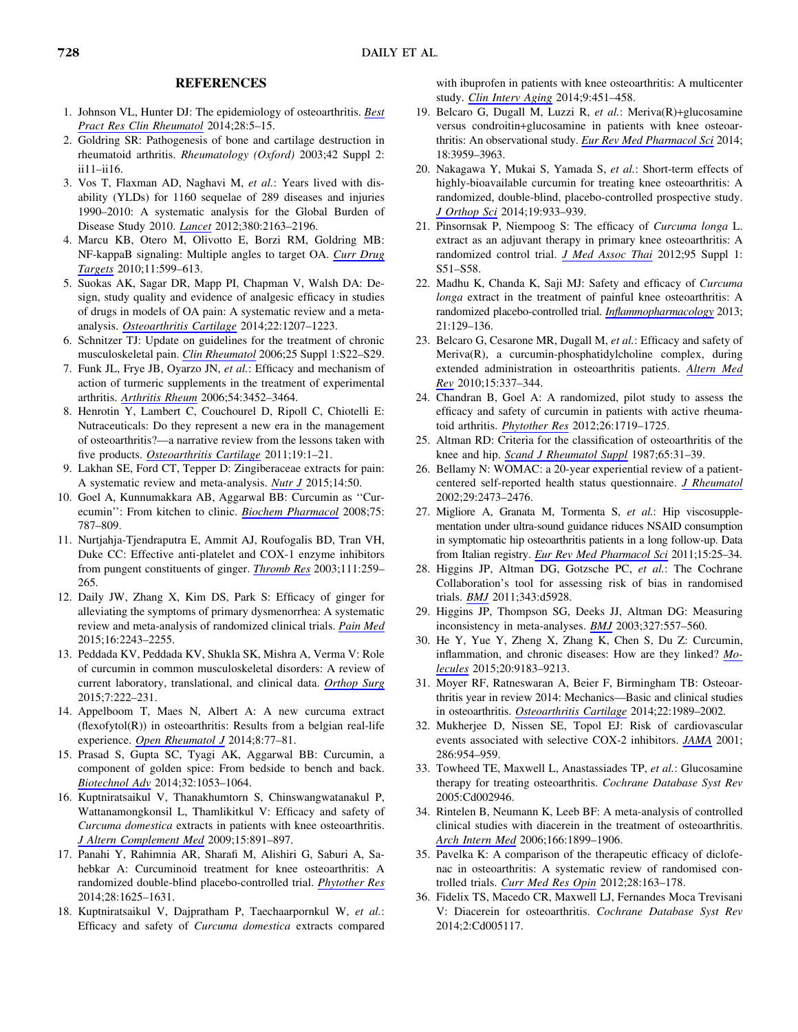## REFERENCES

1. Johnson VL, Hunter DJ: The epidemiology of osteoarthritis. *Best Pract Res Clin Rheumatol* 2014;28:5–15.
2. Goldring SR: Pathogenesis of bone and cartilage destruction in rheumatoid arthritis. *Rheumatology (Oxford)* 2003;42 Suppl 2: ii11–ii16.
3. Vos T, Flaxman AD, Naghavi M, *et al.*: Years lived with disability (YLDs) for 1160 sequelae of 289 diseases and injuries 1990–2010: A systematic analysis for the Global Burden of Disease Study 2010. *Lancet* 2012;380:2163–2196.
4. Marcu KB, Otero M, Olivotto E, Borzi RM, Goldring MB: NF-kappaB signaling: Multiple angles to target OA. *Curr Drug Targets* 2010;11:599–613.
5. Suokas AK, Sagar DR, Mapp PI, Chapman V, Walsh DA: Design, study quality and evidence of analgesic efficacy in studies of drugs in models of OA pain: A systematic review and a meta-analysis. *Osteoarthritis Cartilage* 2014;22:1207–1223.
6. Schnitzer TJ: Update on guidelines for the treatment of chronic musculoskeletal pain. *Clin Rheumatol* 2006;25 Suppl 1:S22–S29.
7. Funk JL, Frye JB, Oyarzo JN, *et al.*: Efficacy and mechanism of action of turmeric supplements in the treatment of experimental arthritis. *Arthritis Rheum* 2006;54:3452–3464.
8. Henrotin Y, Lambert C, Couchourel D, Ripoll C, Chiotelli E: Nutraceuticals: Do they represent a new era in the management of osteoarthritis?—a narrative review from the lessons taken with five products. *Osteoarthritis Cartilage* 2011;19:1–21.
9. Lakhan SE, Ford CT, Tepper D: Zingiberaceae extracts for pain: A systematic review and meta-analysis. *Nutr J* 2015;14:50.
10. Goel A, Kunnumakkara AB, Aggarwal BB: Curcumin as ''Curecumin'': From kitchen to clinic. *Biochem Pharmacol* 2008;75: 787–809.
11. Nurtjahja-Tjendraputra E, Ammit AJ, Roufogalis BD, Tran VH, Duke CC: Effective anti-platelet and COX-1 enzyme inhibitors from pungent constituents of ginger. *Thromb Res* 2003;111:259–265.
12. Daily JW, Zhang X, Kim DS, Park S: Efficacy of ginger for alleviating the symptoms of primary dysmenorrhea: A systematic review and meta-analysis of randomized clinical trials. *Pain Med* 2015;16:2243–2255.
13. Peddada KV, Peddada KV, Shukla SK, Mishra A, Verma V: Role of curcumin in common musculoskeletal disorders: A review of current laboratory, translational, and clinical data. *Orthop Surg* 2015;7:222–231.
14. Appelboom T, Maes N, Albert A: A new curcuma extract (flexofytol(R)) in osteoarthritis: Results from a belgian real-life experience. *Open Rheumatol J* 2014;8:77–81.
15. Prasad S, Gupta SC, Tyagi AK, Aggarwal BB: Curcumin, a component of golden spice: From bedside to bench and back. *Biotechnol Adv* 2014;32:1053–1064.
16. Kuptniratsaikul V, Thanakhumtorn S, Chinswangwatanakul P, Wattanamongkonsil L, Thamlikitkul V: Efficacy and safety of *Curcuma domestica* extracts in patients with knee osteoarthritis. *J Altern Complement Med* 2009;15:891–897.
17. Panahi Y, Rahimnia AR, Sharafi M, Alishiri G, Saburi A, Sahebkar A: Curcuminoid treatment for knee osteoarthritis: A randomized double-blind placebo-controlled trial. *Phytother Res* 2014;28:1625–1631.
18. Kuptniratsaikul V, Dajpratham P, Taechaarpornkul W, *et al.*: Efficacy and safety of *Curcuma domestica* extracts compared with ibuprofen in patients with knee osteoarthritis: A multicenter study. *Clin Interv Aging* 2014;9:451–458.
19. Belcaro G, Dugall M, Luzzi R, *et al.*: Meriva(R)+glucosamine versus condroitin+glucosamine in patients with knee osteoarthritis: An observational study. *Eur Rev Med Pharmacol Sci* 2014; 18:3959–3963.
20. Nakagawa Y, Mukai S, Yamada S, *et al.*: Short-term effects of highly-bioavailable curcumin for treating knee osteoarthritis: A randomized, double-blind, placebo-controlled prospective study. *J Orthop Sci* 2014;19:933–939.
21. Pinsornsak P, Niempoog S: The efficacy of *Curcuma longa* L. extract as an adjuvant therapy in primary knee osteoarthritis: A randomized control trial. *J Med Assoc Thai* 2012;95 Suppl 1: S51–S58.
22. Madhu K, Chanda K, Saji MJ: Safety and efficacy of *Curcuma longa* extract in the treatment of painful knee osteoarthritis: A randomized placebo-controlled trial. *Inflammopharmacology* 2013; 21:129–136.
23. Belcaro G, Cesarone MR, Dugall M, *et al.*: Efficacy and safety of Meriva(R), a curcumin-phosphatidylcholine complex, during extended administration in osteoarthritis patients. *Altern Med Rev* 2010;15:337–344.
24. Chandran B, Goel A: A randomized, pilot study to assess the efficacy and safety of curcumin in patients with active rheumatoid arthritis. *Phytother Res* 2012;26:1719–1725.
25. Altman RD: Criteria for the classification of osteoarthritis of the knee and hip. *Scand J Rheumatol Suppl* 1987;65:31–39.
26. Bellamy N: WOMAC: a 20-year experiential review of a patient-centered self-reported health status questionnaire. *J Rheumatol* 2002;29:2473–2476.
27. Migliore A, Granata M, Tormenta S, *et al.*: Hip viscosupplementation under ultra-sound guidance riduces NSAID consumption in symptomatic hip osteoarthritis patients in a long follow-up. Data from Italian registry. *Eur Rev Med Pharmacol Sci* 2011;15:25–34.
28. Higgins JP, Altman DG, Gotzsche PC, *et al.*: The Cochrane Collaboration's tool for assessing risk of bias in randomised trials. *BMJ* 2011;343:d5928.
29. Higgins JP, Thompson SG, Deeks JJ, Altman DG: Measuring inconsistency in meta-analyses. *BMJ* 2003;327:557–560.
30. He Y, Yue Y, Zheng X, Zhang K, Chen S, Du Z: Curcumin, inflammation, and chronic diseases: How are they linked? *Molecules* 2015;20:9183–9213.
31. Moyer RF, Ratneswaran A, Beier F, Birmingham TB: Osteoarthritis year in review 2014: Mechanics—Basic and clinical studies in osteoarthritis. *Osteoarthritis Cartilage* 2014;22:1989–2002.
32. Mukherjee D, Nissen SE, Topol EJ: Risk of cardiovascular events associated with selective COX-2 inhibitors. *JAMA* 2001; 286:954–959.
33. Towheed TE, Maxwell L, Anastassiades TP, *et al.*: Glucosamine therapy for treating osteoarthritis. *Cochrane Database Syst Rev* 2005:Cd002946.
34. Rintelen B, Neumann K, Leeb BF: A meta-analysis of controlled clinical studies with diacerein in the treatment of osteoarthritis. *Arch Intern Med* 2006;166:1899–1906.
35. Pavelka K: A comparison of the therapeutic efficacy of diclofenac in osteoarthritis: A systematic review of randomised controlled trials. *Curr Med Res Opin* 2012;28:163–178.
36. Fidelix TS, Macedo CR, Maxwell LJ, Fernandes Moca Trevisani V: Diacerein for osteoarthritis. *Cochrane Database Syst Rev* 2014;2:Cd005117.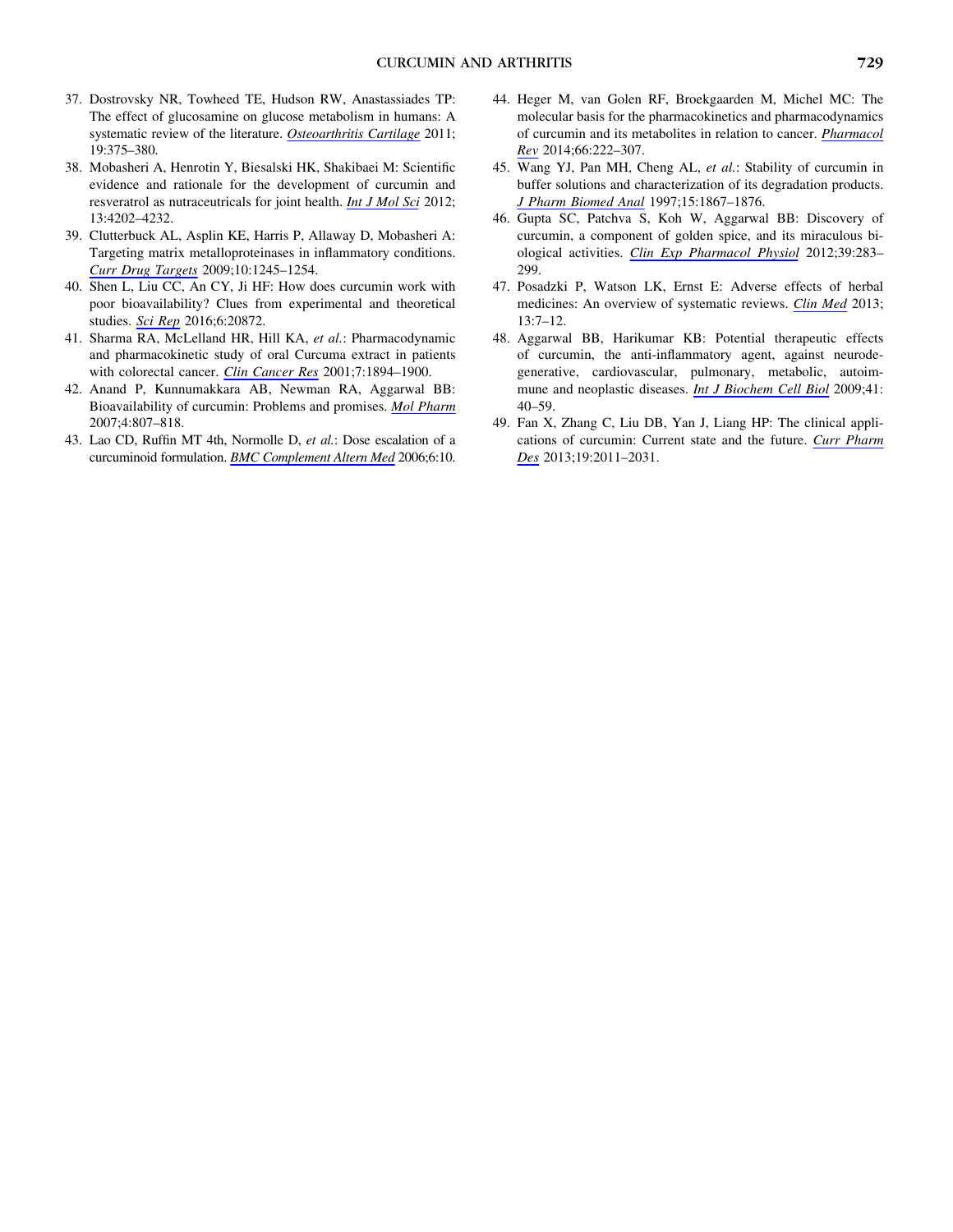37. Dostrovsky NR, Towheed TE, Hudson RW, Anastassiades TP: The effect of glucosamine on glucose metabolism in humans: A systematic review of the literature. *Osteoarthritis Cartilage* 2011; 19:375–380.
38. Mobasheri A, Henrotin Y, Biesalski HK, Shakibaei M: Scientific evidence and rationale for the development of curcumin and resveratrol as nutraceuticals for joint health. *Int J Mol Sci* 2012; 13:4202–4232.
39. Clutterbuck AL, Asplin KE, Harris P, Allaway D, Mobasheri A: Targeting matrix metalloproteinases in inflammatory conditions. *Curr Drug Targets* 2009;10:1245–1254.
40. Shen L, Liu CC, An CY, Ji HF: How does curcumin work with poor bioavailability? Clues from experimental and theoretical studies. *Sci Rep* 2016;6:20872.
41. Sharma RA, McLelland HR, Hill KA, *et al.*: Pharmacodynamic and pharmacokinetic study of oral Curcuma extract in patients with colorectal cancer. *Clin Cancer Res* 2001;7:1894–1900.
42. Anand P, Kunnumakkara AB, Newman RA, Aggarwal BB: Bioavailability of curcumin: Problems and promises. *Mol Pharm* 2007;4:807–818.
43. Lao CD, Ruffin MT 4th, Normolle D, *et al.*: Dose escalation of a curcuminoid formulation. *BMC Complement Altern Med* 2006;6:10.
44. Heger M, van Golen RF, Broekgaarden M, Michel MC: The molecular basis for the pharmacokinetics and pharmacodynamics of curcumin and its metabolites in relation to cancer. *Pharmacol Rev* 2014;66:222–307.
45. Wang YJ, Pan MH, Cheng AL, *et al.*: Stability of curcumin in buffer solutions and characterization of its degradation products. *J Pharm Biomed Anal* 1997;15:1867–1876.
46. Gupta SC, Patchva S, Koh W, Aggarwal BB: Discovery of curcumin, a component of golden spice, and its miraculous biological activities. *Clin Exp Pharmacol Physiol* 2012;39:283–299.
47. Posadzki P, Watson LK, Ernst E: Adverse effects of herbal medicines: An overview of systematic reviews. *Clin Med* 2013; 13:7–12.
48. Aggarwal BB, Harikumar KB: Potential therapeutic effects of curcumin, the anti-inflammatory agent, against neurodegenerative, cardiovascular, pulmonary, metabolic, autoimmune and neoplastic diseases. *Int J Biochem Cell Biol* 2009;41: 40–59.
49. Fan X, Zhang C, Liu DB, Yan J, Liang HP: The clinical applications of curcumin: Current state and the future. *Curr Pharm Des* 2013;19:2011–2031.